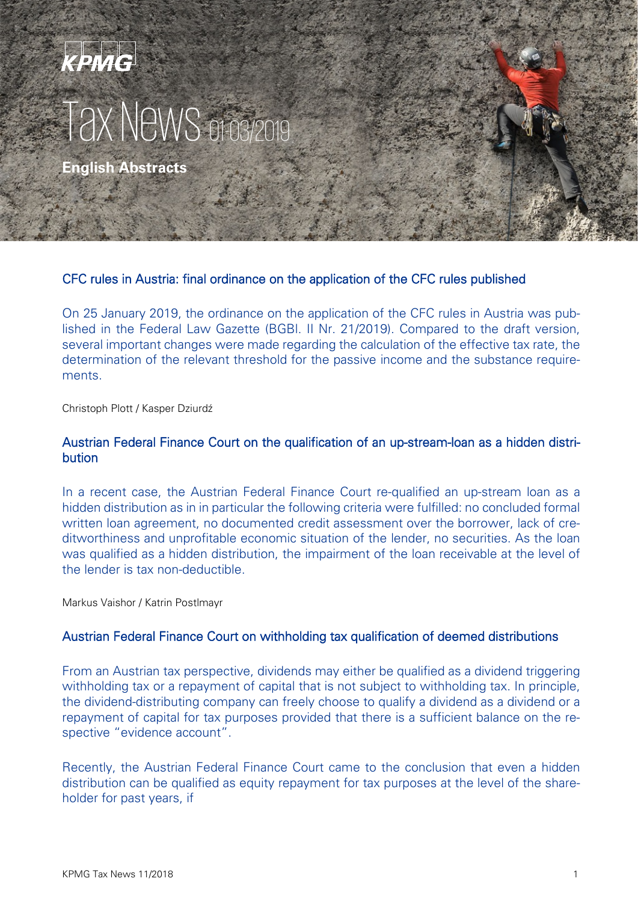# Tax News 01-03/2019

**English Abstracts**

## CFC rules in Austria: final ordinance on the application of the CFC rules published

On 25 January 2019, the ordinance on the application of the CFC rules in Austria was published in the Federal Law Gazette (BGBl. II Nr. 21/2019). Compared to the draft version, several important changes were made regarding the calculation of the effective tax rate, the determination of the relevant threshold for the passive income and the substance requirements.

Christoph Plott / Kasper Dziurdź

## Austrian Federal Finance Court on the qualification of an up-stream-loan as a hidden distribution

In a recent case, the Austrian Federal Finance Court re-qualified an up-stream loan as a hidden distribution as in in particular the following criteria were fulfilled: no concluded formal written loan agreement, no documented credit assessment over the borrower, lack of creditworthiness and unprofitable economic situation of the lender, no securities. As the loan was qualified as a hidden distribution, the impairment of the loan receivable at the level of the lender is tax non-deductible.

Markus Vaishor / Katrin Postlmayr

## Austrian Federal Finance Court on withholding tax qualification of deemed distributions

From an Austrian tax perspective, dividends may either be qualified as a dividend triggering withholding tax or a repayment of capital that is not subject to withholding tax. In principle, the dividend-distributing company can freely choose to qualify a dividend as a dividend or a repayment of capital for tax purposes provided that there is a sufficient balance on the respective "evidence account".

Recently, the Austrian Federal Finance Court came to the conclusion that even a hidden distribution can be qualified as equity repayment for tax purposes at the level of the shareholder for past years, if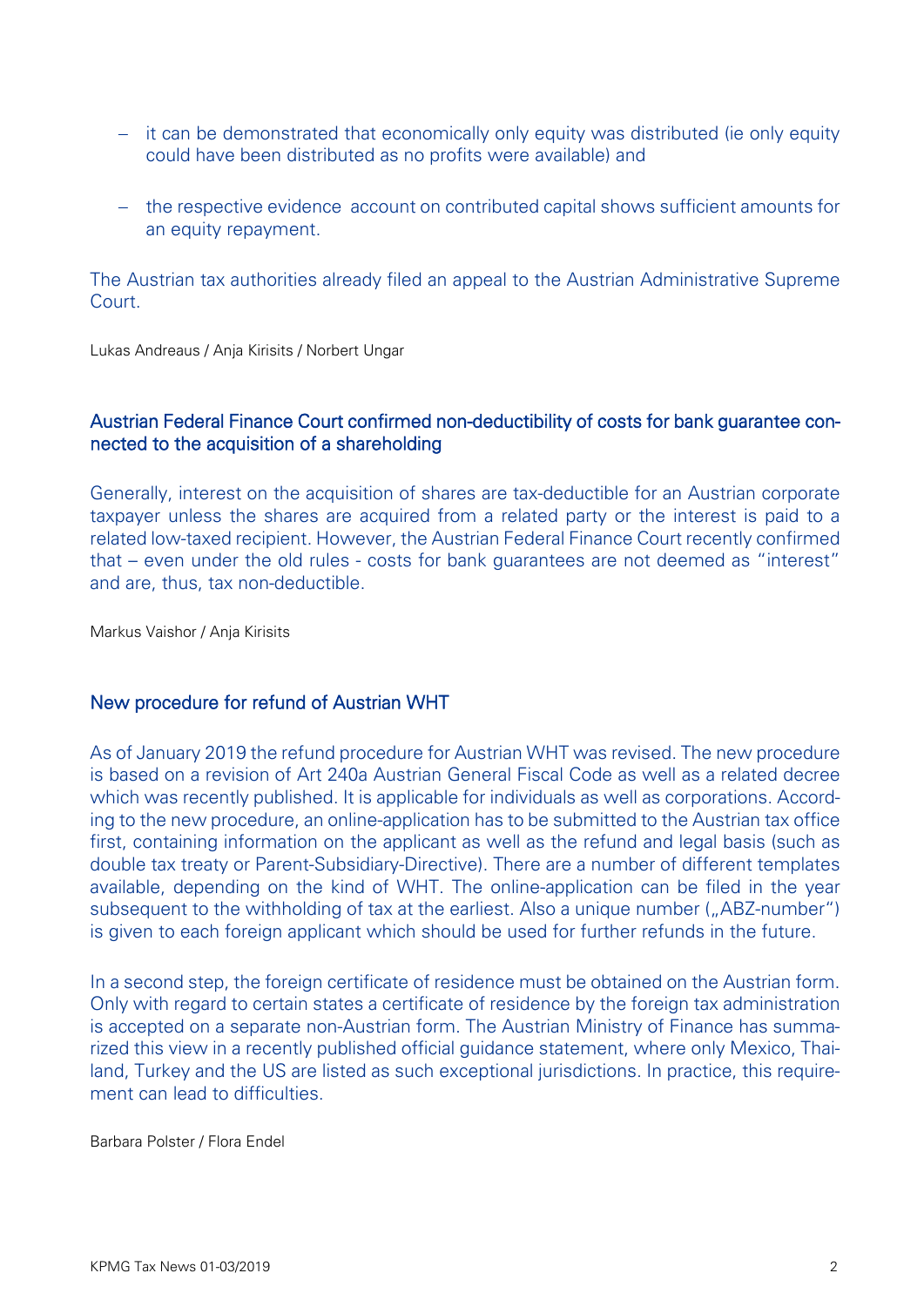- it can be demonstrated that economically only equity was distributed (ie only equity could have been distributed as no profits were available) and

- the respective evidence account on contributed capital shows sufficient amounts for an equity repayment.

The Austrian tax authorities already filed an appeal to the Austrian Administrative Supreme Court.

Lukas Andreaus / Anja Kirisits / Norbert Ungar

## Austrian Federal Finance Court confirmed non-deductibility of costs for bank guarantee connected to the acquisition of a shareholding

Generally, interest on the acquisition of shares are tax-deductible for an Austrian corporate taxpayer unless the shares are acquired from a related party or the interest is paid to a related low-taxed recipient. However, the Austrian Federal Finance Court recently confirmed that – even under the old rules - costs for bank guarantees are not deemed as "interest" and are, thus, tax non-deductible.

Markus Vaishor / Anja Kirisits

## New procedure for refund of Austrian WHT

As of January 2019 the refund procedure for Austrian WHT was revised. The new procedure is based on a revision of Art 240a Austrian General Fiscal Code as well as a related decree which was recently published. It is applicable for individuals as well as corporations. According to the new procedure, an online-application has to be submitted to the Austrian tax office first, containing information on the applicant as well as the refund and legal basis (such as double tax treaty or Parent-Subsidiary-Directive). There are a number of different templates available, depending on the kind of WHT. The online-application can be filed in the year subsequent to the withholding of tax at the earliest. Also a unique number („ABZ-number") is given to each foreign applicant which should be used for further refunds in the future.

In a second step, the foreign certificate of residence must be obtained on the Austrian form. Only with regard to certain states a certificate of residence by the foreign tax administration is accepted on a separate non-Austrian form. The Austrian Ministry of Finance has summarized this view in a recently published official guidance statement, where only Mexico, Thailand, Turkey and the US are listed as such exceptional jurisdictions. In practice, this requirement can lead to difficulties.

Barbara Polster / Flora Endel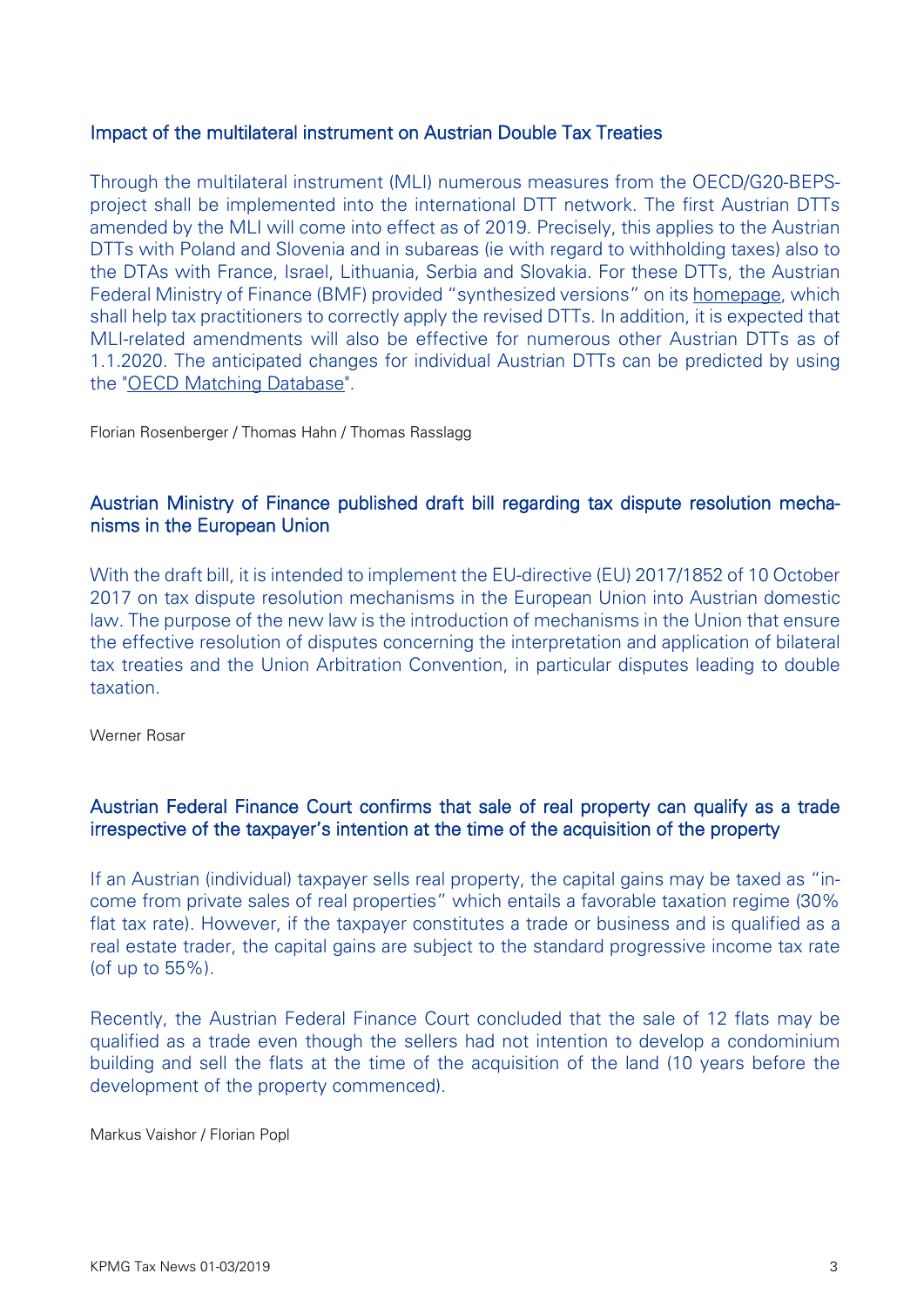## Impact of the multilateral instrument on Austrian Double Tax Treaties

Through the multilateral instrument (MLI) numerous measures from the OECD/G20-BEPS-project shall be implemented into the international DTT network. The first Austrian DTTs amended by the MLI will come into effect as of 2019. Precisely, this applies to the Austrian DTTs with Poland and Slovenia and in subareas (ie with regard to withholding taxes) also to the DTAs with France, Israel, Lithuania, Serbia and Slovakia. For these DTTs, the Austrian Federal Ministry of Finance (BMF) provided "synthesized versions" on its homepage, which shall help tax practitioners to correctly apply the revised DTTs. In addition, it is expected that MLI-related amendments will also be effective for numerous other Austrian DTTs as of 1.1.2020. The anticipated changes for individual Austrian DTTs can be predicted by using the "OECD Matching Database".

Florian Rosenberger / Thomas Hahn / Thomas Rasslagg

## Austrian Ministry of Finance published draft bill regarding tax dispute resolution mechanisms in the European Union

With the draft bill, it is intended to implement the EU-directive (EU) 2017/1852 of 10 October 2017 on tax dispute resolution mechanisms in the European Union into Austrian domestic law. The purpose of the new law is the introduction of mechanisms in the Union that ensure the effective resolution of disputes concerning the interpretation and application of bilateral tax treaties and the Union Arbitration Convention, in particular disputes leading to double taxation.

Werner Rosar

## Austrian Federal Finance Court confirms that sale of real property can qualify as a trade irrespective of the taxpayer's intention at the time of the acquisition of the property

If an Austrian (individual) taxpayer sells real property, the capital gains may be taxed as "income from private sales of real properties" which entails a favorable taxation regime (30% flat tax rate). However, if the taxpayer constitutes a trade or business and is qualified as a real estate trader, the capital gains are subject to the standard progressive income tax rate (of up to 55%).

Recently, the Austrian Federal Finance Court concluded that the sale of 12 flats may be qualified as a trade even though the sellers had not intention to develop a condominium building and sell the flats at the time of the acquisition of the land (10 years before the development of the property commenced).

Markus Vaishor / Florian Popl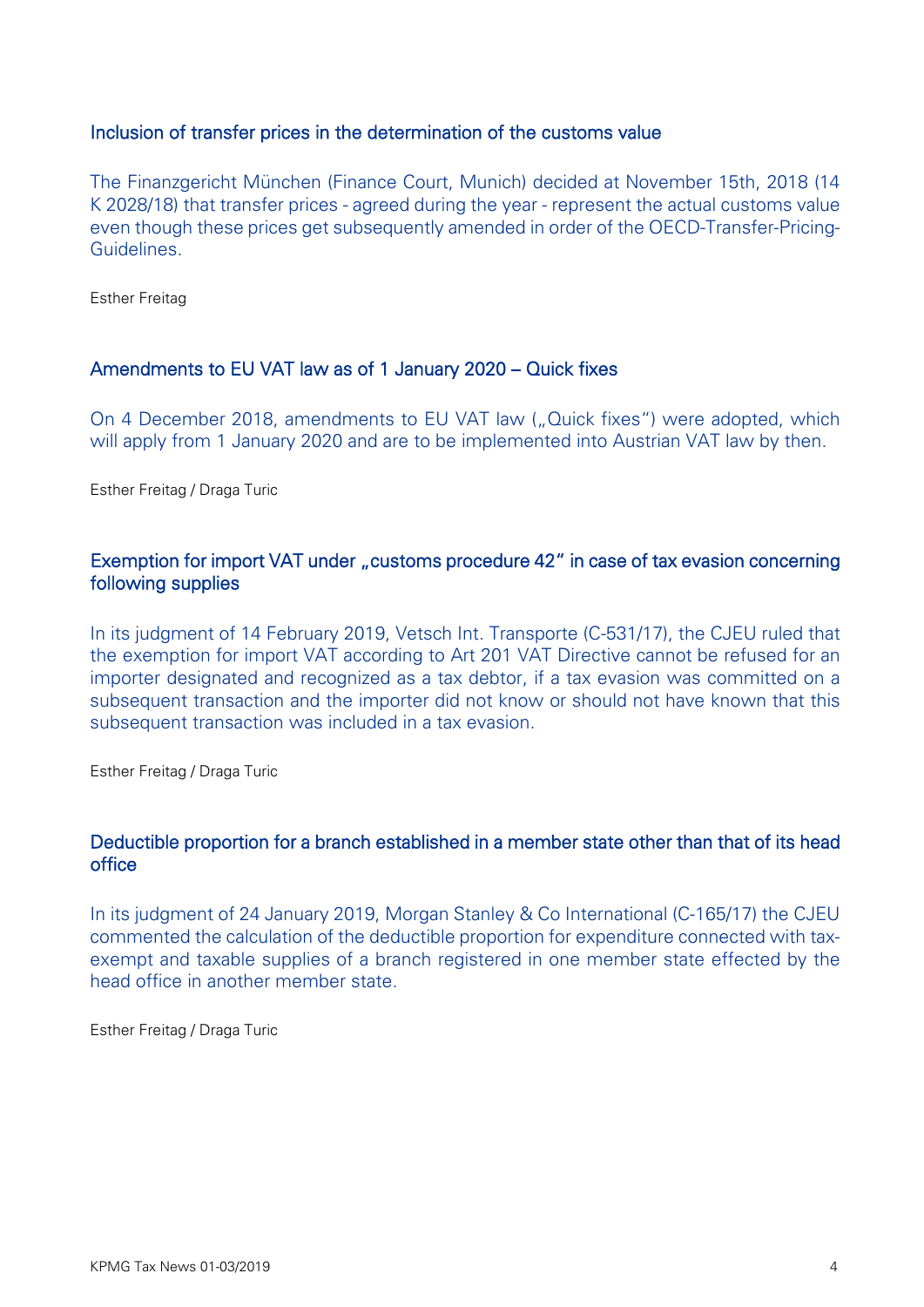## Inclusion of transfer prices in the determination of the customs value

The Finanzgericht München (Finance Court, Munich) decided at November 15th, 2018 (14 K 2028/18) that transfer prices - agreed during the year - represent the actual customs value even though these prices get subsequently amended in order of the OECD-Transfer-Pricing-Guidelines.

Esther Freitag

## Amendments to EU VAT law as of 1 January 2020 – Quick fixes

On 4 December 2018, amendments to EU VAT law („Quick fixes“) were adopted, which will apply from 1 January 2020 and are to be implemented into Austrian VAT law by then.

Esther Freitag / Draga Turic

## Exemption for import VAT under „customs procedure 42“ in case of tax evasion concerning following supplies

In its judgment of 14 February 2019, Vetsch Int. Transporte (C-531/17), the CJEU ruled that the exemption for import VAT according to Art 201 VAT Directive cannot be refused for an importer designated and recognized as a tax debtor, if a tax evasion was committed on a subsequent transaction and the importer did not know or should not have known that this subsequent transaction was included in a tax evasion.

Esther Freitag / Draga Turic

## Deductible proportion for a branch established in a member state other than that of its head office

In its judgment of 24 January 2019, Morgan Stanley & Co International (C-165/17) the CJEU commented the calculation of the deductible proportion for expenditure connected with tax-exempt and taxable supplies of a branch registered in one member state effected by the head office in another member state.

Esther Freitag / Draga Turic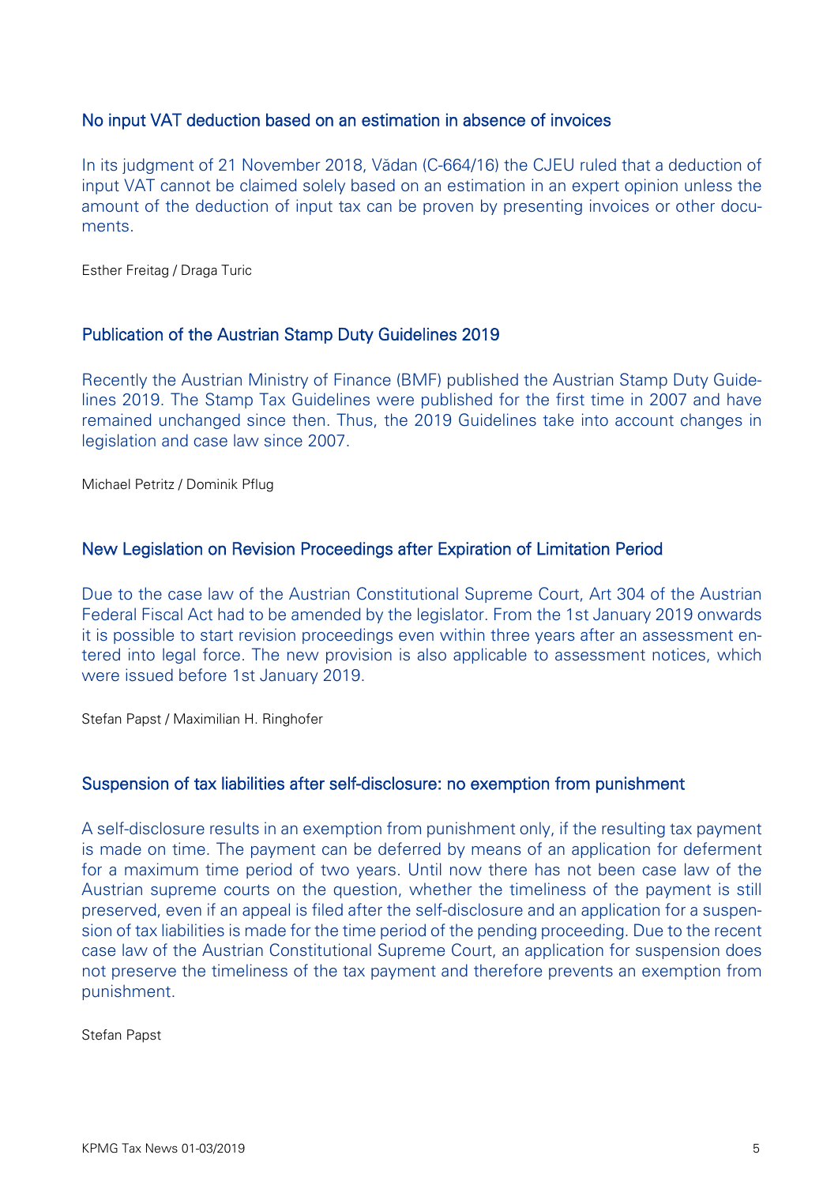## No input VAT deduction based on an estimation in absence of invoices

In its judgment of 21 November 2018, Vădan (C-664/16) the CJEU ruled that a deduction of input VAT cannot be claimed solely based on an estimation in an expert opinion unless the amount of the deduction of input tax can be proven by presenting invoices or other documents.

Esther Freitag / Draga Turic

## Publication of the Austrian Stamp Duty Guidelines 2019

Recently the Austrian Ministry of Finance (BMF) published the Austrian Stamp Duty Guidelines 2019. The Stamp Tax Guidelines were published for the first time in 2007 and have remained unchanged since then. Thus, the 2019 Guidelines take into account changes in legislation and case law since 2007.

Michael Petritz / Dominik Pflug

## New Legislation on Revision Proceedings after Expiration of Limitation Period

Due to the case law of the Austrian Constitutional Supreme Court, Art 304 of the Austrian Federal Fiscal Act had to be amended by the legislator. From the 1st January 2019 onwards it is possible to start revision proceedings even within three years after an assessment entered into legal force. The new provision is also applicable to assessment notices, which were issued before 1st January 2019.

Stefan Papst / Maximilian H. Ringhofer

## Suspension of tax liabilities after self-disclosure: no exemption from punishment

A self-disclosure results in an exemption from punishment only, if the resulting tax payment is made on time. The payment can be deferred by means of an application for deferment for a maximum time period of two years. Until now there has not been case law of the Austrian supreme courts on the question, whether the timeliness of the payment is still preserved, even if an appeal is filed after the self-disclosure and an application for a suspension of tax liabilities is made for the time period of the pending proceeding. Due to the recent case law of the Austrian Constitutional Supreme Court, an application for suspension does not preserve the timeliness of the tax payment and therefore prevents an exemption from punishment.

Stefan Papst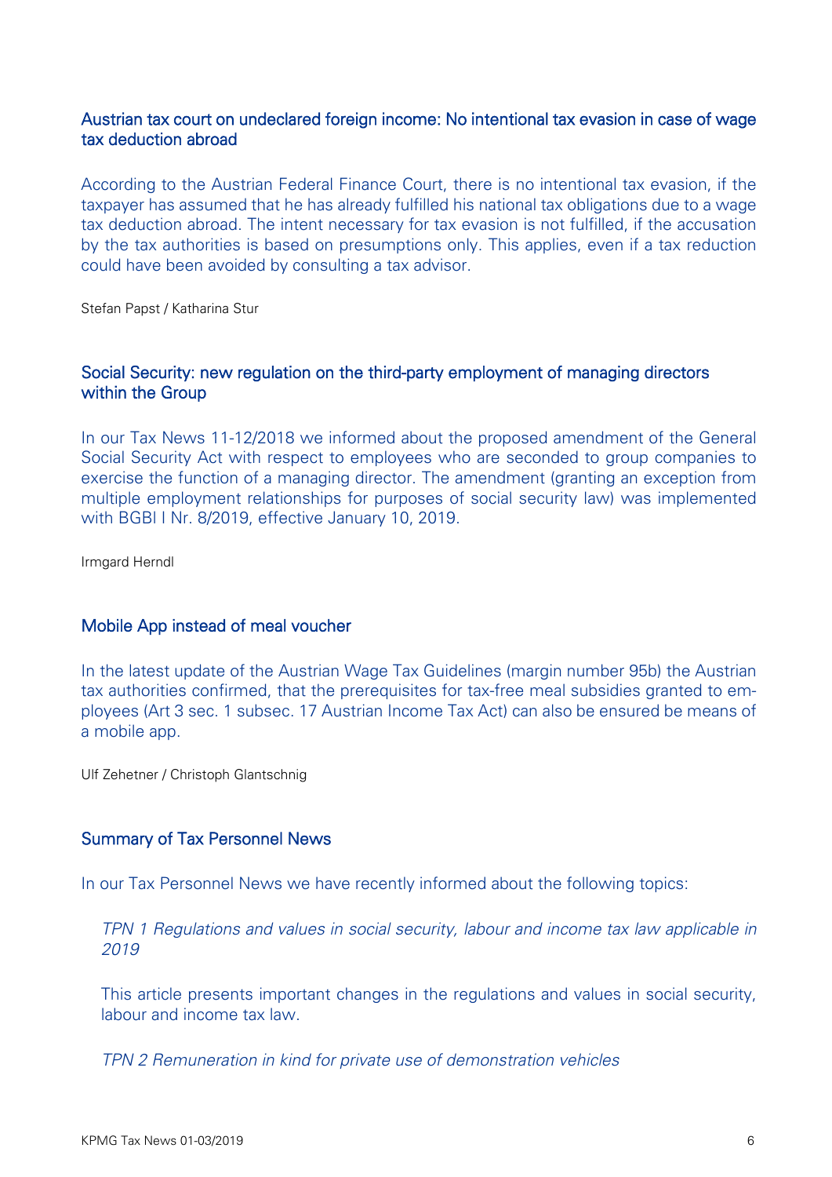### Austrian tax court on undeclared foreign income: No intentional tax evasion in case of wage tax deduction abroad

According to the Austrian Federal Finance Court, there is no intentional tax evasion, if the taxpayer has assumed that he has already fulfilled his national tax obligations due to a wage tax deduction abroad. The intent necessary for tax evasion is not fulfilled, if the accusation by the tax authorities is based on presumptions only. This applies, even if a tax reduction could have been avoided by consulting a tax advisor.

Stefan Papst / Katharina Stur

### Social Security: new regulation on the third-party employment of managing directors within the Group

In our Tax News 11-12/2018 we informed about the proposed amendment of the General Social Security Act with respect to employees who are seconded to group companies to exercise the function of a managing director. The amendment (granting an exception from multiple employment relationships for purposes of social security law) was implemented with BGBl I Nr. 8/2019, effective January 10, 2019.

Irmgard Herndl

### Mobile App instead of meal voucher

In the latest update of the Austrian Wage Tax Guidelines (margin number 95b) the Austrian tax authorities confirmed, that the prerequisites for tax-free meal subsidies granted to employees (Art 3 sec. 1 subsec. 17 Austrian Income Tax Act) can also be ensured be means of a mobile app.

Ulf Zehetner / Christoph Glantschnig

### Summary of Tax Personnel News

In our Tax Personnel News we have recently informed about the following topics:

*TPN 1 Regulations and values in social security, labour and income tax law applicable in 2019*

This article presents important changes in the regulations and values in social security, labour and income tax law.

*TPN 2 Remuneration in kind for private use of demonstration vehicles*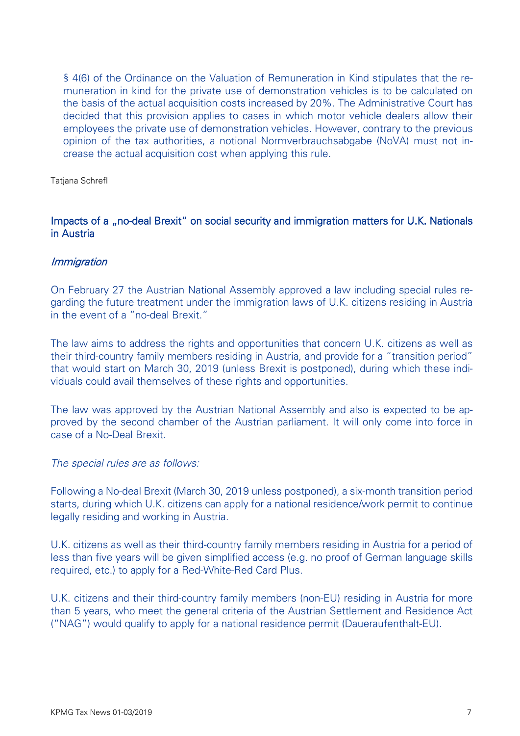§ 4(6) of the Ordinance on the Valuation of Remuneration in Kind stipulates that the remuneration in kind for the private use of demonstration vehicles is to be calculated on the basis of the actual acquisition costs increased by 20%. The Administrative Court has decided that this provision applies to cases in which motor vehicle dealers allow their employees the private use of demonstration vehicles. However, contrary to the previous opinion of the tax authorities, a notional Normverbrauchsabgabe (NoVA) must not increase the actual acquisition cost when applying this rule.

Tatjana Schrefl

## Impacts of a „no-deal Brexit" on social security and immigration matters for U.K. Nationals in Austria

### *Immigration*

On February 27 the Austrian National Assembly approved a law including special rules regarding the future treatment under the immigration laws of U.K. citizens residing in Austria in the event of a "no-deal Brexit."

The law aims to address the rights and opportunities that concern U.K. citizens as well as their third-country family members residing in Austria, and provide for a "transition period" that would start on March 30, 2019 (unless Brexit is postponed), during which these individuals could avail themselves of these rights and opportunities.

The law was approved by the Austrian National Assembly and also is expected to be approved by the second chamber of the Austrian parliament. It will only come into force in case of a No-Deal Brexit.

*The special rules are as follows:*

Following a No-deal Brexit (March 30, 2019 unless postponed), a six-month transition period starts, during which U.K. citizens can apply for a national residence/work permit to continue legally residing and working in Austria.

U.K. citizens as well as their third-country family members residing in Austria for a period of less than five years will be given simplified access (e.g. no proof of German language skills required, etc.) to apply for a Red-White-Red Card Plus.

U.K. citizens and their third-country family members (non-EU) residing in Austria for more than 5 years, who meet the general criteria of the Austrian Settlement and Residence Act ("NAG") would qualify to apply for a national residence permit (Daueraufenthalt-EU).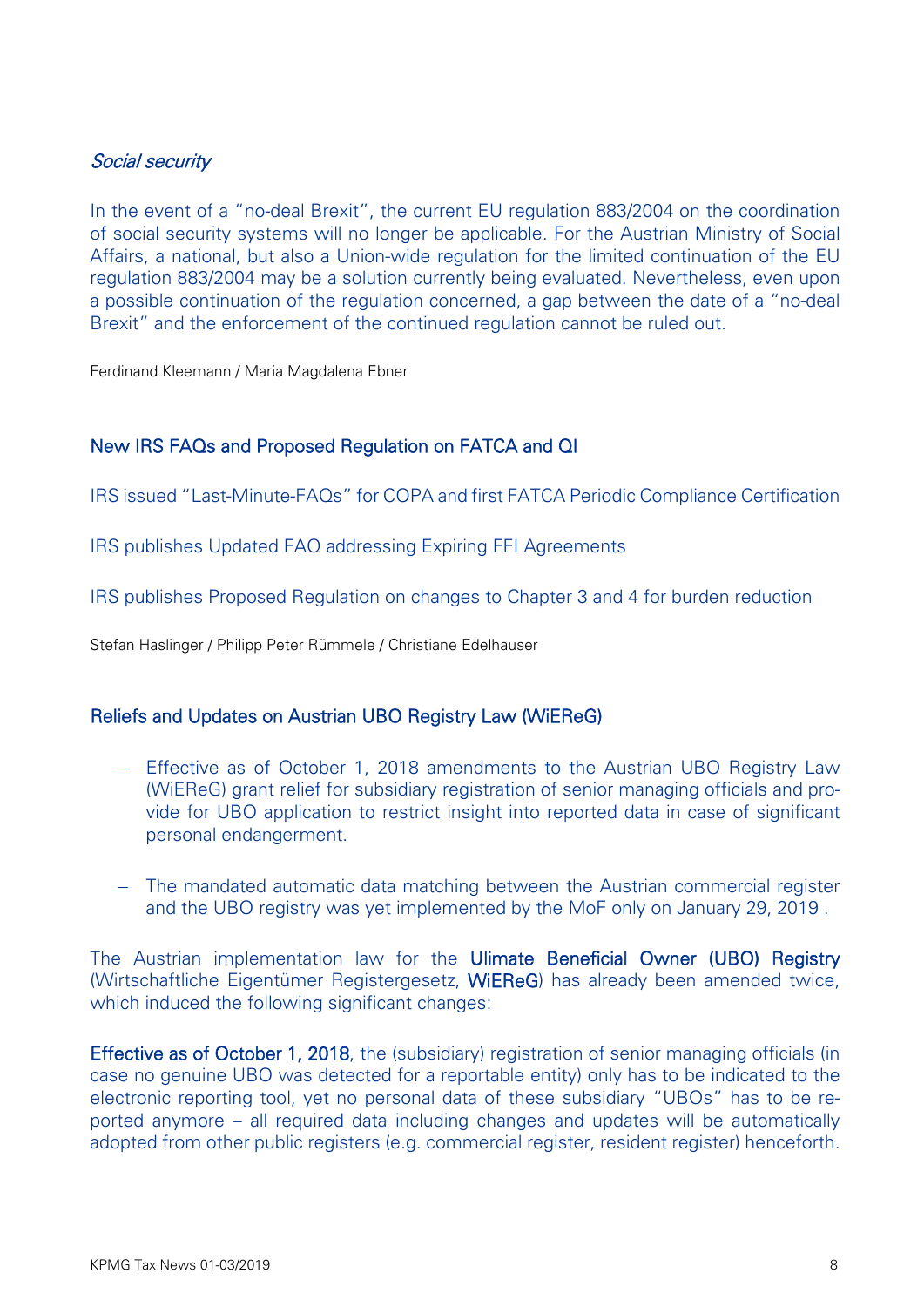*Social security*

In the event of a "no-deal Brexit", the current EU regulation 883/2004 on the coordination of social security systems will no longer be applicable. For the Austrian Ministry of Social Affairs, a national, but also a Union-wide regulation for the limited continuation of the EU regulation 883/2004 may be a solution currently being evaluated. Nevertheless, even upon a possible continuation of the regulation concerned, a gap between the date of a "no-deal Brexit" and the enforcement of the continued regulation cannot be ruled out.

Ferdinand Kleemann / Maria Magdalena Ebner

## New IRS FAQs and Proposed Regulation on FATCA and QI

IRS issued "Last-Minute-FAQs" for COPA and first FATCA Periodic Compliance Certification

IRS publishes Updated FAQ addressing Expiring FFI Agreements

IRS publishes Proposed Regulation on changes to Chapter 3 and 4 for burden reduction

Stefan Haslinger / Philipp Peter Rümmele / Christiane Edelhauser

## Reliefs and Updates on Austrian UBO Registry Law (WiEReG)

- Effective as of October 1, 2018 amendments to the Austrian UBO Registry Law (WiEReG) grant relief for subsidiary registration of senior managing officials and provide for UBO application to restrict insight into reported data in case of significant personal endangerment.
- The mandated automatic data matching between the Austrian commercial register and the UBO registry was yet implemented by the MoF only on January 29, 2019 .

The Austrian implementation law for the **Ulimate Beneficial Owner (UBO) Registry** (Wirtschaftliche Eigentümer Registergesetz, **WiEReG**) has already been amended twice, which induced the following significant changes:

**Effective as of October 1, 2018**, the (subsidiary) registration of senior managing officials (in case no genuine UBO was detected for a reportable entity) only has to be indicated to the electronic reporting tool, yet no personal data of these subsidiary "UBOs" has to be reported anymore – all required data including changes and updates will be automatically adopted from other public registers (e.g. commercial register, resident register) henceforth.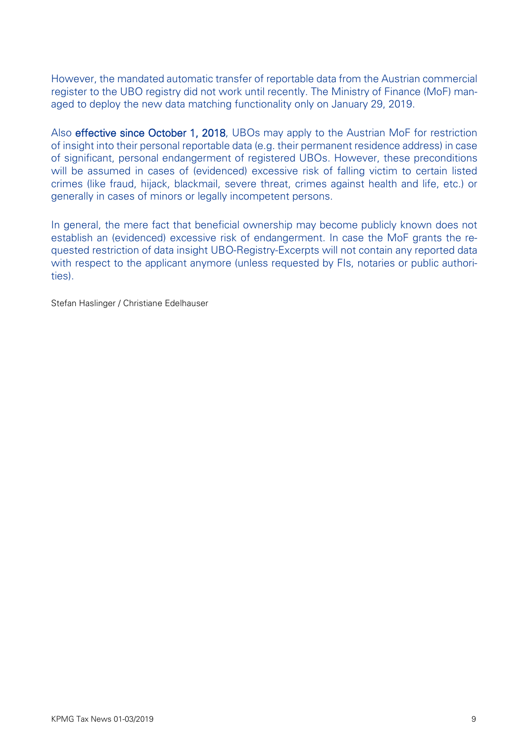However, the mandated automatic transfer of reportable data from the Austrian commercial register to the UBO registry did not work until recently. The Ministry of Finance (MoF) managed to deploy the new data matching functionality only on January 29, 2019.

Also **effective since October 1, 2018**, UBOs may apply to the Austrian MoF for restriction of insight into their personal reportable data (e.g. their permanent residence address) in case of significant, personal endangerment of registered UBOs. However, these preconditions will be assumed in cases of (evidenced) excessive risk of falling victim to certain listed crimes (like fraud, hijack, blackmail, severe threat, crimes against health and life, etc.) or generally in cases of minors or legally incompetent persons.

In general, the mere fact that beneficial ownership may become publicly known does not establish an (evidenced) excessive risk of endangerment. In case the MoF grants the requested restriction of data insight UBO-Registry-Excerpts will not contain any reported data with respect to the applicant anymore (unless requested by FIs, notaries or public authorities).

Stefan Haslinger / Christiane Edelhauser